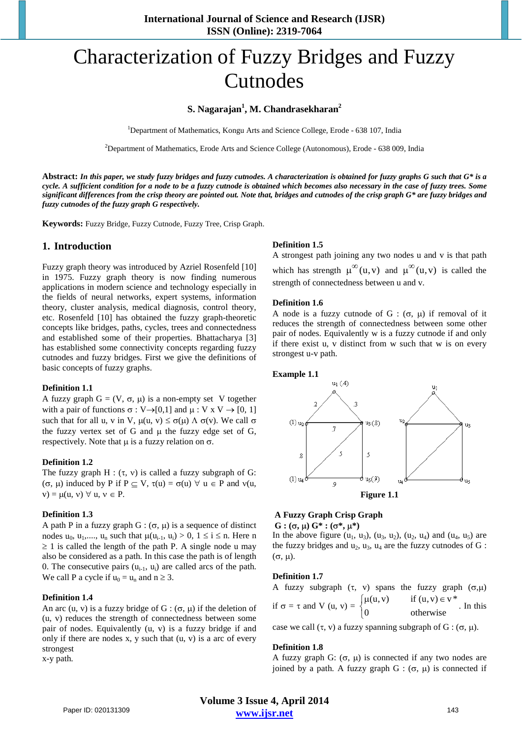# Characterization of Fuzzy Bridges and Fuzzy Cutnodes

**S. Nagarajan[1], M. Chandrasekharan[2]**

[1]Department of Mathematics, Kongu Arts and Science College, Erode - 638 107, India

[2]Department of Mathematics, Erode Arts and Science College (Autonomous), Erode - 638 009, India

**Abstract:** ***In this paper, we study fuzzy bridges and fuzzy cutnodes. A characterization is obtained for fuzzy graphs G such that G\* is a cycle. A sufficient condition for a node to be a fuzzy cutnode is obtained which becomes also necessary in the case of fuzzy trees. Some significant differences from the crisp theory are pointed out. Note that, bridges and cutnodes of the crisp graph G\* are fuzzy bridges and fuzzy cutnodes of the fuzzy graph G respectively.***

**Keywords:** Fuzzy Bridge, Fuzzy Cutnode, Fuzzy Tree, Crisp Graph.

## 1. Introduction

Fuzzy graph theory was introduced by Azriel Rosenfeld [10] in 1975. Fuzzy graph theory is now finding numerous applications in modern science and technology especially in the fields of neural networks, expert systems, information theory, cluster analysis, medical diagnosis, control theory, etc. Rosenfeld [10] has obtained the fuzzy graph-theoretic concepts like bridges, paths, cycles, trees and connectedness and established some of their properties. Bhattacharya [3] has established some connectivity concepts regarding fuzzy cutnodes and fuzzy bridges. First we give the definitions of basic concepts of fuzzy graphs.

**Definition 1.1**

A fuzzy graph G = (V, σ, μ) is a non-empty set V together with a pair of functions $\sigma : V \to [0,1]$ and $\mu : V \times V \to [0, 1]$ such that for all u, v in V, $\mu(u, v) \le \sigma(\mu) \wedge \sigma(v)$. We call σ the fuzzy vertex set of G and μ the fuzzy edge set of G, respectively. Note that μ is a fuzzy relation on σ.

**Definition 1.2**

The fuzzy graph H : (τ, ν) is called a fuzzy subgraph of G: (σ, μ) induced by P if $P \subseteq V$, $\tau(u) = \sigma(u)\ \forall\ u \in P$ and $\nu(u, v) = \mu(u, v)\ \forall\ u, v \in P$.

**Definition 1.3**

A path P in a fuzzy graph G : (σ, μ) is a sequence of distinct nodes $u_0, u_1, \ldots, u_n$ such that $\mu(u_{i-1}, u_i) > 0$, $1 \le i \le n$. Here $n \ge 1$ is called the length of the path P. A single node u may also be considered as a path. In this case the path is of length 0. The consecutive pairs $(u_{i-1}, u_i)$ are called arcs of the path. We call P a cycle if $u_0 = u_n$ and $n \ge 3$.

**Definition 1.4**

An arc (u, v) is a fuzzy bridge of G : (σ, μ) if the deletion of (u, v) reduces the strength of connectedness between some pair of nodes. Equivalently (u, v) is a fuzzy bridge if and only if there are nodes x, y such that (u, v) is a arc of every strongest x-y path.

**Definition 1.5**

A strongest path joining any two nodes u and v is that path which has strength $\mu^{\infty}(u, v)$ and $\mu^{\infty}(u, v)$ is called the strength of connectedness between u and v.

**Definition 1.6**

A node is a fuzzy cutnode of G : (σ, μ) if removal of it reduces the strength of connectedness between some other pair of nodes. Equivalently w is a fuzzy cutnode if and only if there exist u, v distinct from w such that w is on every strongest u-v path.

**Example 1.1**

**Figure 1.1**

**A Fuzzy Graph Crisp Graph**
**G : (σ, μ) G\* : (σ\*, μ\*)**

In the above figure $(u_1, u_3)$, $(u_3, u_2)$, $(u_2, u_4)$ and $(u_4, u_5)$ are the fuzzy bridges and $u_2$, $u_3$, $u_4$ are the fuzzy cutnodes of G : (σ, μ).

**Definition 1.7**

A fuzzy subgraph (τ, ν) spans the fuzzy graph (σ,μ) if σ = τ and $V(u, v) = \begin{cases} \mu(u, v) & \text{if } (u, v) \in v^* \\ 0 & \text{otherwise} \end{cases}$. In this case we call (τ, ν) a fuzzy spanning subgraph of G : (σ, μ).

**Definition 1.8**

A fuzzy graph G: (σ, μ) is connected if any two nodes are joined by a path. A fuzzy graph G : (σ, μ) is connected if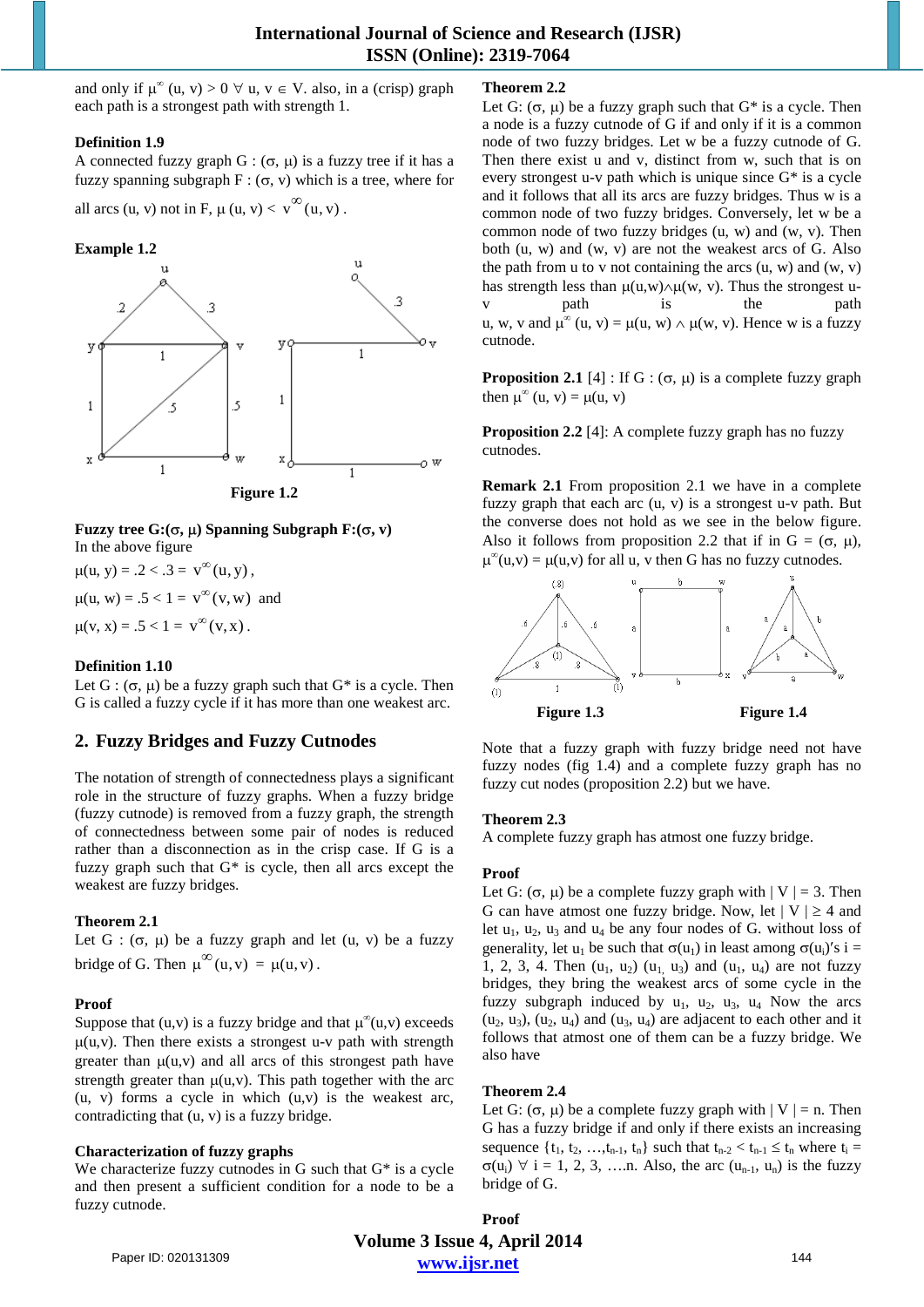and only if $\mu^\infty(u, v) > 0 \; \forall \; u, v \in V$. also, in a (crisp) graph each path is a strongest path with strength 1.

**Definition 1.9**

A connected fuzzy graph G : $(\sigma, \mu)$ is a fuzzy tree if it has a fuzzy spanning subgraph F : $(\sigma, \nu)$ which is a tree, where for all arcs (u, v) not in F, $\mu(u, v) < \nu^\infty(u, v)$.

**Example 1.2**

Figure 1.2

**Fuzzy tree G:$(\sigma, \mu)$ Spanning Subgraph F:$(\sigma, \nu)$**

In the above figure

$\mu(u, y) = .2 < .3 = \nu^\infty(u, y)$,

$\mu(u, w) = .5 < 1 = \nu^\infty(v, w)$ and

$\mu(v, x) = .5 < 1 = \nu^\infty(v, x)$.

**Definition 1.10**

Let G : $(\sigma, \mu)$ be a fuzzy graph such that G* is a cycle. Then G is called a fuzzy cycle if it has more than one weakest arc.

## 2. Fuzzy Bridges and Fuzzy Cutnodes

The notation of strength of connectedness plays a significant role in the structure of fuzzy graphs. When a fuzzy bridge (fuzzy cutnode) is removed from a fuzzy graph, the strength of connectedness between some pair of nodes is reduced rather than a disconnection as in the crisp case. If G is a fuzzy graph such that G* is cycle, then all arcs except the weakest are fuzzy bridges.

**Theorem 2.1**

Let G : $(\sigma, \mu)$ be a fuzzy graph and let (u, v) be a fuzzy bridge of G. Then $\mu^\infty(u, v) = \mu(u, v)$.

**Proof**

Suppose that (u,v) is a fuzzy bridge and that $\mu^\infty(u,v)$ exceeds $\mu(u,v)$. Then there exists a strongest u-v path with strength greater than $\mu(u,v)$ and all arcs of this strongest path have strength greater than $\mu(u,v)$. This path together with the arc (u, v) forms a cycle in which (u,v) is the weakest arc, contradicting that (u, v) is a fuzzy bridge.

**Characterization of fuzzy graphs**

We characterize fuzzy cutnodes in G such that G* is a cycle and then present a sufficient condition for a node to be a fuzzy cutnode.

**Theorem 2.2**

Let G: $(\sigma, \mu)$ be a fuzzy graph such that G* is a cycle. Then a node is a fuzzy cutnode of G if and only if it is a common node of two fuzzy bridges. Let w be a fuzzy cutnode of G. Then there exist u and v, distinct from w, such that is on every strongest u-v path which is unique since G* is a cycle and it follows that all its arcs are fuzzy bridges. Thus w is a common node of two fuzzy bridges. Conversely, let w be a common node of two fuzzy bridges (u, w) and (w, v). Then both (u, w) and (w, v) are not the weakest arcs of G. Also the path from u to v not containing the arcs (u, w) and (w, v) has strength less than $\mu(u,w) \wedge \mu(w, v)$. Thus the strongest u-v path is the path u, w, v and $\mu^\infty(u, v) = \mu(u, w) \wedge \mu(w, v)$. Hence w is a fuzzy cutnode.

**Proposition 2.1** [4] : If G : $(\sigma, \mu)$ is a complete fuzzy graph then $\mu^\infty(u, v) = \mu(u, v)$

**Proposition 2.2** [4]: A complete fuzzy graph has no fuzzy cutnodes.

**Remark 2.1** From proposition 2.1 we have in a complete fuzzy graph that each arc (u, v) is a strongest u-v path. But the converse does not hold as we see in the below figure. Also it follows from proposition 2.2 that if in G = $(\sigma, \mu)$, $\mu^\infty(u,v) = \mu(u,v)$ for all u, v then G has no fuzzy cutnodes.

Figure 1.3 Figure 1.4

Note that a fuzzy graph with fuzzy bridge need not have fuzzy nodes (fig 1.4) and a complete fuzzy graph has no fuzzy cut nodes (proposition 2.2) but we have.

**Theorem 2.3**

A complete fuzzy graph has atmost one fuzzy bridge.

**Proof**

Let G: $(\sigma, \mu)$ be a complete fuzzy graph with | V | = 3. Then G can have atmost one fuzzy bridge. Now, let | V | ≥ 4 and let $u_1$, $u_2$, $u_3$ and $u_4$ be any four nodes of G. without loss of generality, let $u_1$ be such that $\sigma(u_1)$ in least among $\sigma(u_i)$'s i = 1, 2, 3, 4. Then $(u_1, u_2)$ $(u_1, u_3)$ and $(u_1, u_4)$ are not fuzzy bridges, they bring the weakest arcs of some cycle in the fuzzy subgraph induced by $u_1$, $u_2$, $u_3$, $u_4$ Now the arcs $(u_2, u_3)$, $(u_2, u_4)$ and $(u_3, u_4)$ are adjacent to each other and it follows that atmost one of them can be a fuzzy bridge. We also have

**Theorem 2.4**

Let G: $(\sigma, \mu)$ be a complete fuzzy graph with | V | = n. Then G has a fuzzy bridge if and only if there exists an increasing sequence $\{t_1, t_2, \ldots, t_{n-1}, t_n\}$ such that $t_{n-2} < t_{n-1} \leq t_n$ where $t_i = \sigma(u_i) \; \forall \; i = 1, 2, 3, \ldots.n$. Also, the arc $(u_{n-1}, u_n)$ is the fuzzy bridge of G.

**Proof**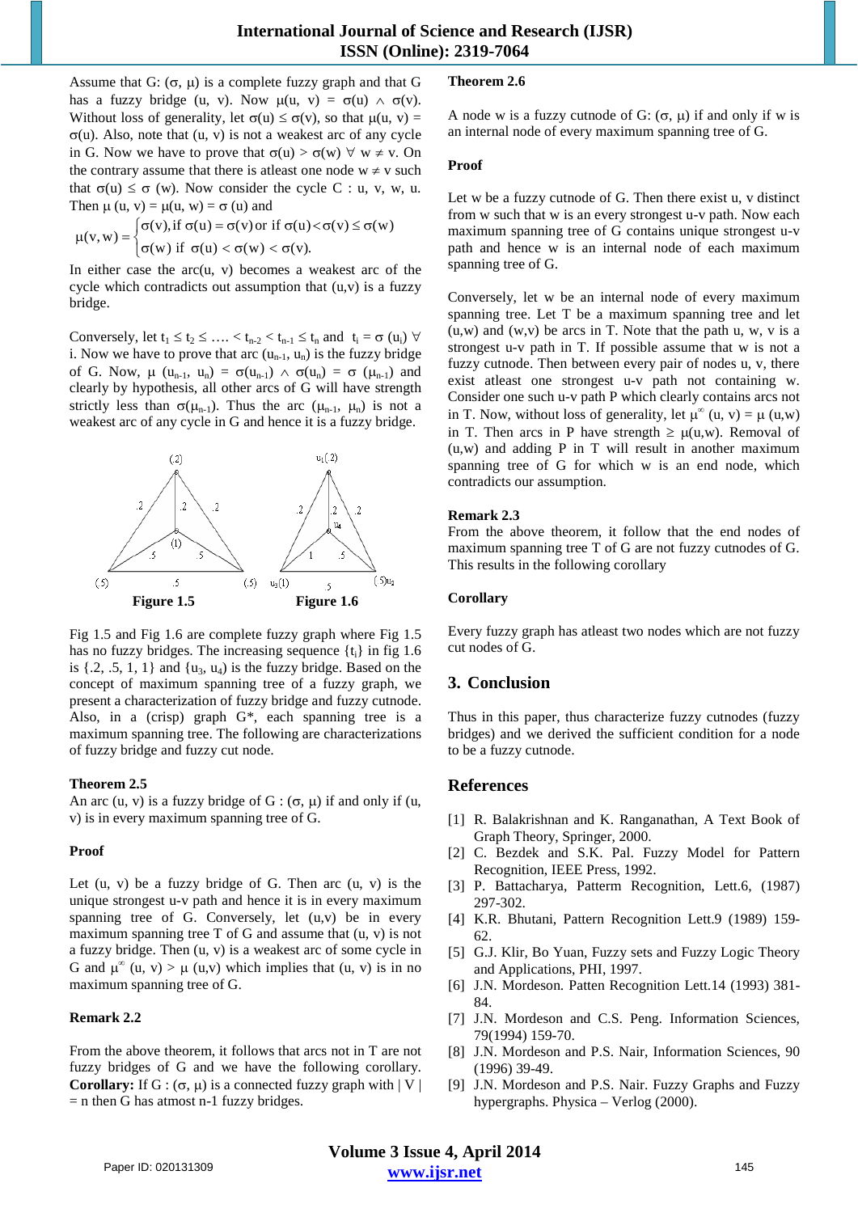Assume that G: $(\sigma, \mu)$ is a complete fuzzy graph and that G has a fuzzy bridge (u, v). Now $\mu(u, v) = \sigma(u) \wedge \sigma(v)$. Without loss of generality, let $\sigma(u) \leq \sigma(v)$, so that $\mu(u, v) = \sigma(u)$. Also, note that (u, v) is not a weakest arc of any cycle in G. Now we have to prove that $\sigma(u) > \sigma(w)\ \forall\ w \neq v$. On the contrary assume that there is atleast one node $w \neq v$ such that $\sigma(u) \leq \sigma(w)$. Now consider the cycle C : u, v, w, u. Then $\mu(u, v) = \mu(u, w) = \sigma(u)$ and

$$\mu(v, w) = \begin{cases} \sigma(v), \text{if } \sigma(u) = \sigma(v) \text{ or if } \sigma(u) < \sigma(v) \leq \sigma(w) \\ \sigma(w) \text{ if } \sigma(u) < \sigma(w) < \sigma(v). \end{cases}$$

In either case the arc(u, v) becomes a weakest arc of the cycle which contradicts out assumption that (u,v) is a fuzzy bridge.

Conversely, let $t_1 \leq t_2 \leq \ldots. < t_{n-2} < t_{n-1} \leq t_n$ and $t_i = \sigma(u_i)\ \forall$ i. Now we have to prove that arc $(u_{n-1}, u_n)$ is the fuzzy bridge of G. Now, $\mu(u_{n-1}, u_n) = \sigma(u_{n-1}) \wedge \sigma(u_n) = \sigma(\mu_{n-1})$ and clearly by hypothesis, all other arcs of G will have strength strictly less than $\sigma(\mu_{n-1})$. Thus the arc $(\mu_{n-1}, \mu_n)$ is not a weakest arc of any cycle in G and hence it is a fuzzy bridge.

Figure 1.5 Figure 1.6

Fig 1.5 and Fig 1.6 are complete fuzzy graph where Fig 1.5 has no fuzzy bridges. The increasing sequence $\{t_i\}$ in fig 1.6 is {.2, .5, 1, 1} and $\{u_3, u_4\}$ is the fuzzy bridge. Based on the concept of maximum spanning tree of a fuzzy graph, we present a characterization of fuzzy bridge and fuzzy cutnode. Also, in a (crisp) graph G*, each spanning tree is a maximum spanning tree. The following are characterizations of fuzzy bridge and fuzzy cut node.

**Theorem 2.5**

An arc (u, v) is a fuzzy bridge of G : $(\sigma, \mu)$ if and only if (u, v) is in every maximum spanning tree of G.

**Proof**

Let (u, v) be a fuzzy bridge of G. Then arc (u, v) is the unique strongest u-v path and hence it is in every maximum spanning tree of G. Conversely, let (u,v) be in every maximum spanning tree T of G and assume that (u, v) is not a fuzzy bridge. Then (u, v) is a weakest arc of some cycle in G and $\mu^{\infty}(u, v) > \mu(u,v)$ which implies that (u, v) is in no maximum spanning tree of G.

**Remark 2.2**

From the above theorem, it follows that arcs not in T are not fuzzy bridges of G and we have the following corollary.

**Corollary:** If G : $(\sigma, \mu)$ is a connected fuzzy graph with | V | = n then G has atmost n-1 fuzzy bridges.

**Theorem 2.6**

A node w is a fuzzy cutnode of G: $(\sigma, \mu)$ if and only if w is an internal node of every maximum spanning tree of G.

**Proof**

Let w be a fuzzy cutnode of G. Then there exist u, v distinct from w such that w is an every strongest u-v path. Now each maximum spanning tree of G contains unique strongest u-v path and hence w is an internal node of each maximum spanning tree of G.

Conversely, let w be an internal node of every maximum spanning tree. Let T be a maximum spanning tree and let (u,w) and (w,v) be arcs in T. Note that the path u, w, v is a strongest u-v path in T. If possible assume that w is not a fuzzy cutnode. Then between every pair of nodes u, v, there exist atleast one strongest u-v path not containing w. Consider one such u-v path P which clearly contains arcs not in T. Now, without loss of generality, let $\mu^{\infty}(u, v) = \mu(u,w)$ in T. Then arcs in P have strength $\geq \mu(u,w)$. Removal of (u,w) and adding P in T will result in another maximum spanning tree of G for which w is an end node, which contradicts our assumption.

**Remark 2.3**

From the above theorem, it follow that the end nodes of maximum spanning tree T of G are not fuzzy cutnodes of G. This results in the following corollary

**Corollary**

Every fuzzy graph has atleast two nodes which are not fuzzy cut nodes of G.

## 3. Conclusion

Thus in this paper, thus characterize fuzzy cutnodes (fuzzy bridges) and we derived the sufficient condition for a node to be a fuzzy cutnode.

## References

[1] R. Balakrishnan and K. Ranganathan, A Text Book of Graph Theory, Springer, 2000.

[2] C. Bezdek and S.K. Pal. Fuzzy Model for Pattern Recognition, IEEE Press, 1992.

[3] P. Battacharya, Patterm Recognition, Lett.6, (1987) 297-302.

[4] K.R. Bhutani, Pattern Recognition Lett.9 (1989) 159-62.

[5] G.J. Klir, Bo Yuan, Fuzzy sets and Fuzzy Logic Theory and Applications, PHI, 1997.

[6] J.N. Mordeson. Patten Recognition Lett.14 (1993) 381-84.

[7] J.N. Mordeson and C.S. Peng. Information Sciences, 79(1994) 159-70.

[8] J.N. Mordeson and P.S. Nair, Information Sciences, 90 (1996) 39-49.

[9] J.N. Mordeson and P.S. Nair. Fuzzy Graphs and Fuzzy hypergraphs. Physica – Verlog (2000).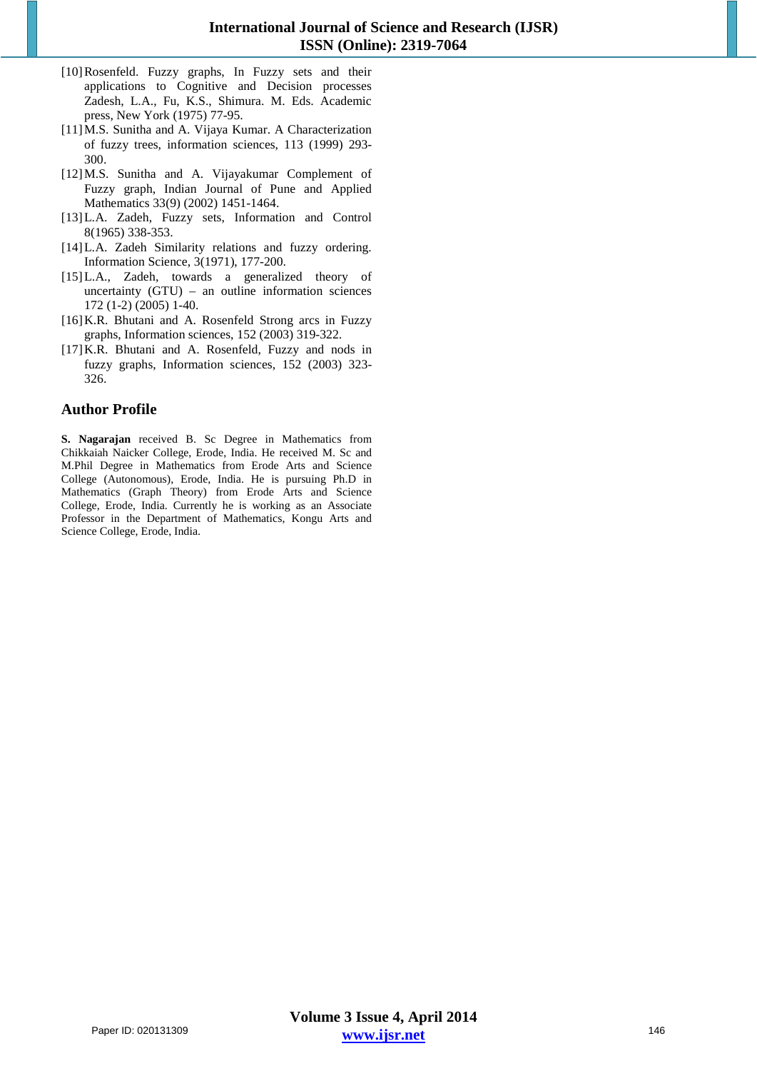[10] Rosenfeld. Fuzzy graphs, In Fuzzy sets and their applications to Cognitive and Decision processes Zadesh, L.A., Fu, K.S., Shimura. M. Eds. Academic press, New York (1975) 77-95.

[11] M.S. Sunitha and A. Vijaya Kumar. A Characterization of fuzzy trees, information sciences, 113 (1999) 293-300.

[12] M.S. Sunitha and A. Vijayakumar Complement of Fuzzy graph, Indian Journal of Pune and Applied Mathematics 33(9) (2002) 1451-1464.

[13] L.A. Zadeh, Fuzzy sets, Information and Control 8(1965) 338-353.

[14] L.A. Zadeh Similarity relations and fuzzy ordering. Information Science, 3(1971), 177-200.

[15] L.A., Zadeh, towards a generalized theory of uncertainty (GTU) – an outline information sciences 172 (1-2) (2005) 1-40.

[16] K.R. Bhutani and A. Rosenfeld Strong arcs in Fuzzy graphs, Information sciences, 152 (2003) 319-322.

[17] K.R. Bhutani and A. Rosenfeld, Fuzzy and nods in fuzzy graphs, Information sciences, 152 (2003) 323-326.

## Author Profile

**S. Nagarajan** received B. Sc Degree in Mathematics from Chikkaiah Naicker College, Erode, India. He received M. Sc and M.Phil Degree in Mathematics from Erode Arts and Science College (Autonomous), Erode, India. He is pursuing Ph.D in Mathematics (Graph Theory) from Erode Arts and Science College, Erode, India. Currently he is working as an Associate Professor in the Department of Mathematics, Kongu Arts and Science College, Erode, India.